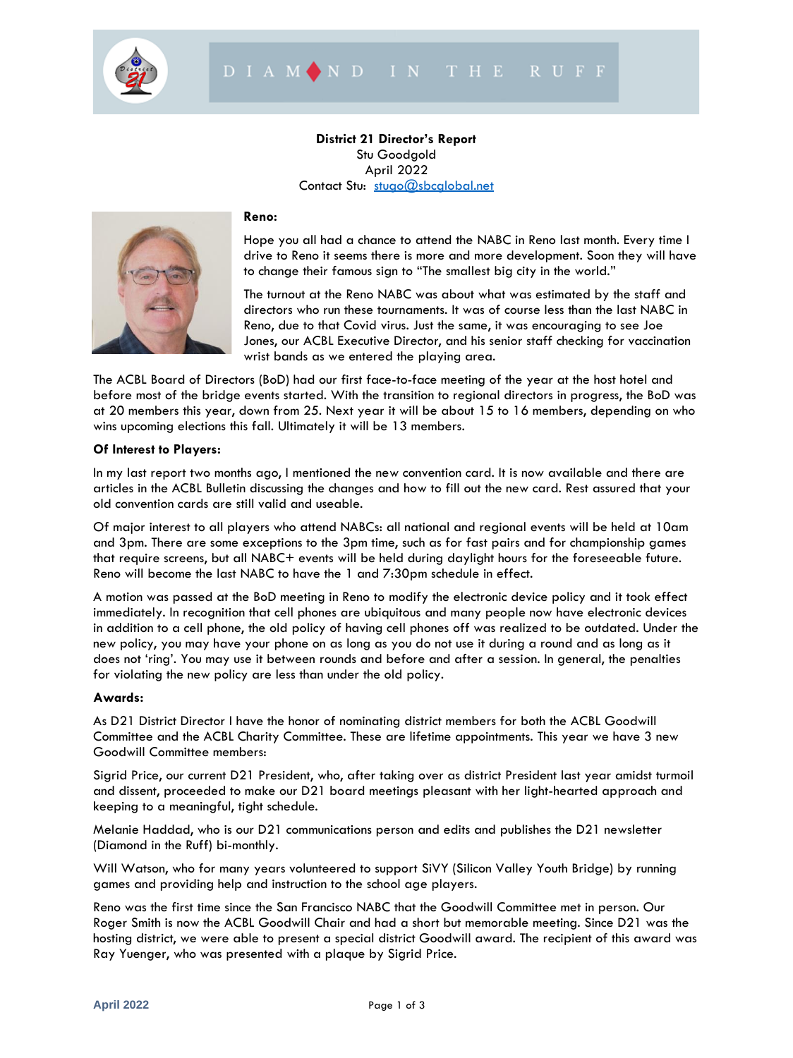**District 21 Director's Report**
Stu Goodgold
April 2022
Contact Stu: stugo@sbcglobal.net

**Reno:**

Hope you all had a chance to attend the NABC in Reno last month. Every time I drive to Reno it seems there is more and more development. Soon they will have to change their famous sign to "The smallest big city in the world."

The turnout at the Reno NABC was about what was estimated by the staff and directors who run these tournaments. It was of course less than the last NABC in Reno, due to that Covid virus. Just the same, it was encouraging to see Joe Jones, our ACBL Executive Director, and his senior staff checking for vaccination wrist bands as we entered the playing area.

The ACBL Board of Directors (BoD) had our first face-to-face meeting of the year at the host hotel and before most of the bridge events started. With the transition to regional directors in progress, the BoD was at 20 members this year, down from 25. Next year it will be about 15 to 16 members, depending on who wins upcoming elections this fall. Ultimately it will be 13 members.

**Of Interest to Players:**

In my last report two months ago, I mentioned the new convention card. It is now available and there are articles in the ACBL Bulletin discussing the changes and how to fill out the new card. Rest assured that your old convention cards are still valid and useable.

Of major interest to all players who attend NABCs: all national and regional events will be held at 10am and 3pm. There are some exceptions to the 3pm time, such as for fast pairs and for championship games that require screens, but all NABC+ events will be held during daylight hours for the foreseeable future. Reno will become the last NABC to have the 1 and 7:30pm schedule in effect.

A motion was passed at the BoD meeting in Reno to modify the electronic device policy and it took effect immediately. In recognition that cell phones are ubiquitous and many people now have electronic devices in addition to a cell phone, the old policy of having cell phones off was realized to be outdated. Under the new policy, you may have your phone on as long as you do not use it during a round and as long as it does not 'ring'. You may use it between rounds and before and after a session. In general, the penalties for violating the new policy are less than under the old policy.

**Awards:**

As D21 District Director I have the honor of nominating district members for both the ACBL Goodwill Committee and the ACBL Charity Committee. These are lifetime appointments. This year we have 3 new Goodwill Committee members:

Sigrid Price, our current D21 President, who, after taking over as district President last year amidst turmoil and dissent, proceeded to make our D21 board meetings pleasant with her light-hearted approach and keeping to a meaningful, tight schedule.

Melanie Haddad, who is our D21 communications person and edits and publishes the D21 newsletter (Diamond in the Ruff) bi-monthly.

Will Watson, who for many years volunteered to support SiVY (Silicon Valley Youth Bridge) by running games and providing help and instruction to the school age players.

Reno was the first time since the San Francisco NABC that the Goodwill Committee met in person. Our Roger Smith is now the ACBL Goodwill Chair and had a short but memorable meeting. Since D21 was the hosting district, we were able to present a special district Goodwill award. The recipient of this award was Ray Yuenger, who was presented with a plaque by Sigrid Price.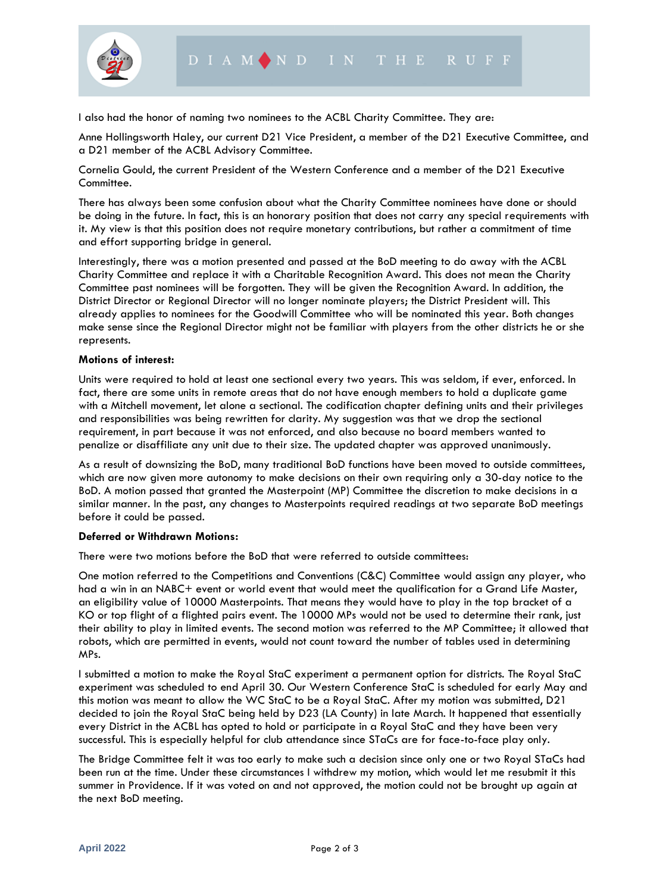I also had the honor of naming two nominees to the ACBL Charity Committee. They are:

Anne Hollingsworth Haley, our current D21 Vice President, a member of the D21 Executive Committee, and a D21 member of the ACBL Advisory Committee.

Cornelia Gould, the current President of the Western Conference and a member of the D21 Executive Committee.

There has always been some confusion about what the Charity Committee nominees have done or should be doing in the future. In fact, this is an honorary position that does not carry any special requirements with it. My view is that this position does not require monetary contributions, but rather a commitment of time and effort supporting bridge in general.

Interestingly, there was a motion presented and passed at the BoD meeting to do away with the ACBL Charity Committee and replace it with a Charitable Recognition Award. This does not mean the Charity Committee past nominees will be forgotten. They will be given the Recognition Award. In addition, the District Director or Regional Director will no longer nominate players; the District President will. This already applies to nominees for the Goodwill Committee who will be nominated this year. Both changes make sense since the Regional Director might not be familiar with players from the other districts he or she represents.

**Motions of interest:**

Units were required to hold at least one sectional every two years. This was seldom, if ever, enforced. In fact, there are some units in remote areas that do not have enough members to hold a duplicate game with a Mitchell movement, let alone a sectional. The codification chapter defining units and their privileges and responsibilities was being rewritten for clarity. My suggestion was that we drop the sectional requirement, in part because it was not enforced, and also because no board members wanted to penalize or disaffiliate any unit due to their size. The updated chapter was approved unanimously.

As a result of downsizing the BoD, many traditional BoD functions have been moved to outside committees, which are now given more autonomy to make decisions on their own requiring only a 30-day notice to the BoD. A motion passed that granted the Masterpoint (MP) Committee the discretion to make decisions in a similar manner. In the past, any changes to Masterpoints required readings at two separate BoD meetings before it could be passed.

**Deferred or Withdrawn Motions:**

There were two motions before the BoD that were referred to outside committees:

One motion referred to the Competitions and Conventions (C&C) Committee would assign any player, who had a win in an NABC+ event or world event that would meet the qualification for a Grand Life Master, an eligibility value of 10000 Masterpoints. That means they would have to play in the top bracket of a KO or top flight of a flighted pairs event. The 10000 MPs would not be used to determine their rank, just their ability to play in limited events. The second motion was referred to the MP Committee; it allowed that robots, which are permitted in events, would not count toward the number of tables used in determining MPs.

I submitted a motion to make the Royal StaC experiment a permanent option for districts. The Royal StaC experiment was scheduled to end April 30. Our Western Conference StaC is scheduled for early May and this motion was meant to allow the WC StaC to be a Royal StaC. After my motion was submitted, D21 decided to join the Royal StaC being held by D23 (LA County) in late March. It happened that essentially every District in the ACBL has opted to hold or participate in a Royal StaC and they have been very successful. This is especially helpful for club attendance since STaCs are for face-to-face play only.

The Bridge Committee felt it was too early to make such a decision since only one or two Royal STaCs had been run at the time. Under these circumstances I withdrew my motion, which would let me resubmit it this summer in Providence. If it was voted on and not approved, the motion could not be brought up again at the next BoD meeting.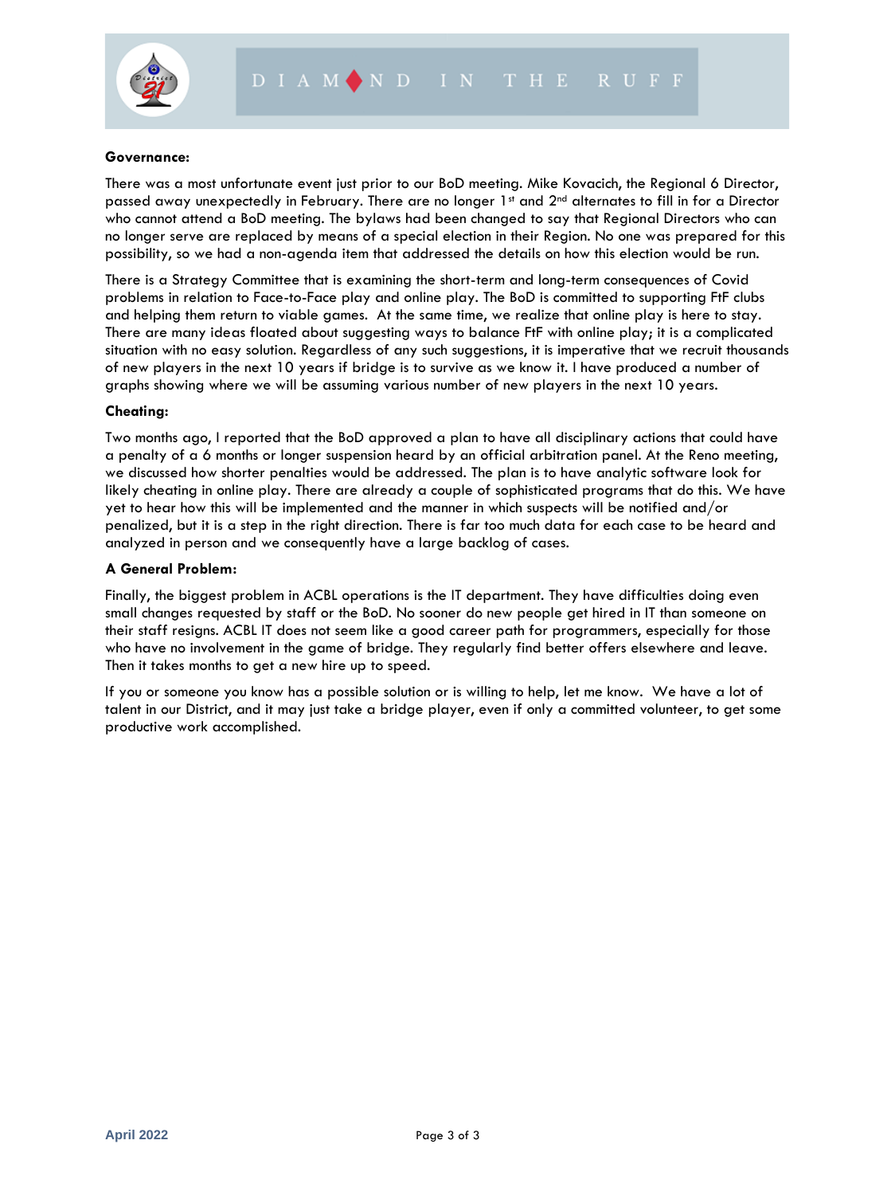**Governance:**

There was a most unfortunate event just prior to our BoD meeting. Mike Kovacich, the Regional 6 Director, passed away unexpectedly in February. There are no longer 1st and 2nd alternates to fill in for a Director who cannot attend a BoD meeting. The bylaws had been changed to say that Regional Directors who can no longer serve are replaced by means of a special election in their Region. No one was prepared for this possibility, so we had a non-agenda item that addressed the details on how this election would be run.

There is a Strategy Committee that is examining the short-term and long-term consequences of Covid problems in relation to Face-to-Face play and online play. The BoD is committed to supporting FtF clubs and helping them return to viable games. At the same time, we realize that online play is here to stay. There are many ideas floated about suggesting ways to balance FtF with online play; it is a complicated situation with no easy solution. Regardless of any such suggestions, it is imperative that we recruit thousands of new players in the next 10 years if bridge is to survive as we know it. I have produced a number of graphs showing where we will be assuming various number of new players in the next 10 years.

**Cheating:**

Two months ago, I reported that the BoD approved a plan to have all disciplinary actions that could have a penalty of a 6 months or longer suspension heard by an official arbitration panel. At the Reno meeting, we discussed how shorter penalties would be addressed. The plan is to have analytic software look for likely cheating in online play. There are already a couple of sophisticated programs that do this. We have yet to hear how this will be implemented and the manner in which suspects will be notified and/or penalized, but it is a step in the right direction. There is far too much data for each case to be heard and analyzed in person and we consequently have a large backlog of cases.

**A General Problem:**

Finally, the biggest problem in ACBL operations is the IT department. They have difficulties doing even small changes requested by staff or the BoD. No sooner do new people get hired in IT than someone on their staff resigns. ACBL IT does not seem like a good career path for programmers, especially for those who have no involvement in the game of bridge. They regularly find better offers elsewhere and leave. Then it takes months to get a new hire up to speed.

If you or someone you know has a possible solution or is willing to help, let me know. We have a lot of talent in our District, and it may just take a bridge player, even if only a committed volunteer, to get some productive work accomplished.